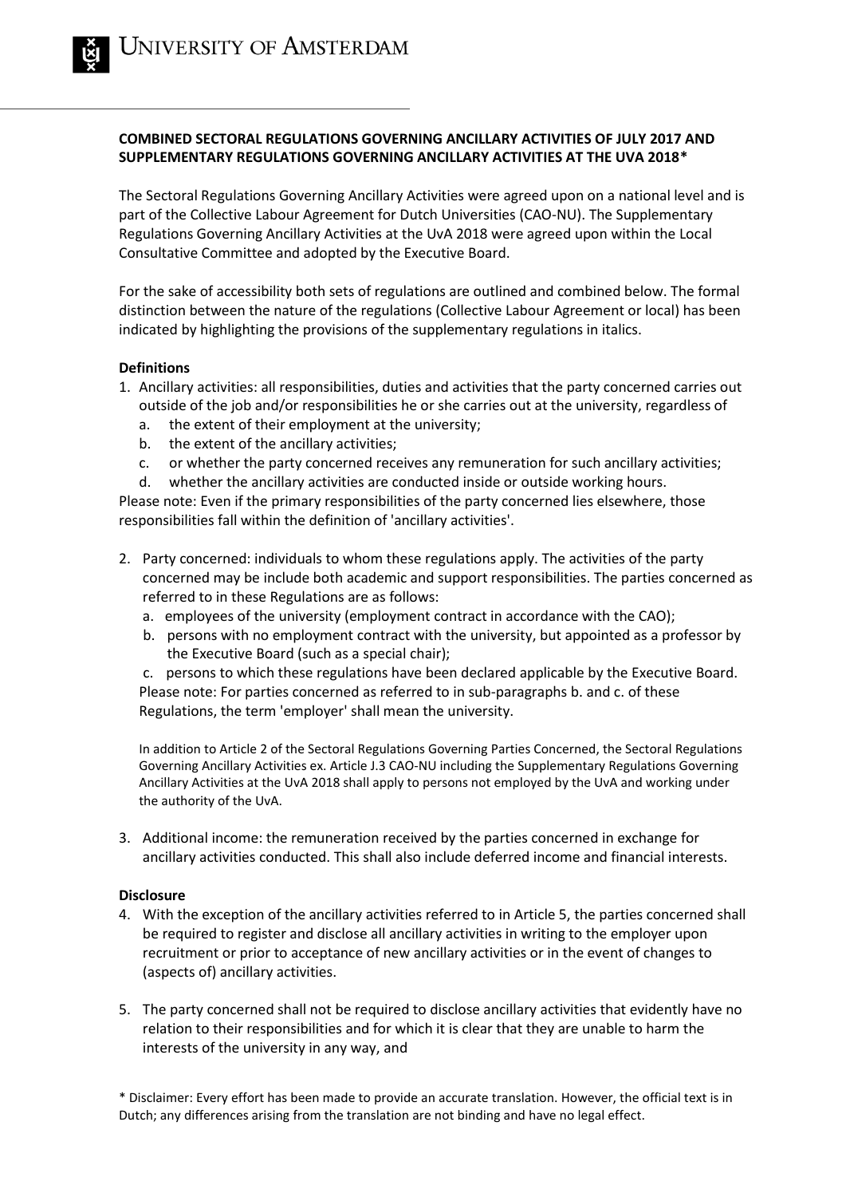**COMBINED SECTORAL REGULATIONS GOVERNING ANCILLARY ACTIVITIES OF JULY 2017 AND SUPPLEMENTARY REGULATIONS GOVERNING ANCILLARY ACTIVITIES AT THE UVA 2018***

The Sectoral Regulations Governing Ancillary Activities were agreed upon on a national level and is part of the Collective Labour Agreement for Dutch Universities (CAO-NU). The Supplementary Regulations Governing Ancillary Activities at the UvA 2018 were agreed upon within the Local Consultative Committee and adopted by the Executive Board.

For the sake of accessibility both sets of regulations are outlined and combined below. The formal distinction between the nature of the regulations (Collective Labour Agreement or local) has been indicated by highlighting the provisions of the supplementary regulations in italics.

**Definitions**

1. Ancillary activities: all responsibilities, duties and activities that the party concerned carries out outside of the job and/or responsibilities he or she carries out at the university, regardless of
   a. the extent of their employment at the university;
   b. the extent of the ancillary activities;
   c. or whether the party concerned receives any remuneration for such ancillary activities;
   d. whether the ancillary activities are conducted inside or outside working hours.

Please note: Even if the primary responsibilities of the party concerned lies elsewhere, those responsibilities fall within the definition of 'ancillary activities'.

2. Party concerned: individuals to whom these regulations apply. The activities of the party concerned may be include both academic and support responsibilities. The parties concerned as referred to in these Regulations are as follows:
   a. employees of the university (employment contract in accordance with the CAO);
   b. persons with no employment contract with the university, but appointed as a professor by the Executive Board (such as a special chair);
   c. persons to which these regulations have been declared applicable by the Executive Board.

   Please note: For parties concerned as referred to in sub-paragraphs b. and c. of these Regulations, the term 'employer' shall mean the university.

   *In addition to Article 2 of the Sectoral Regulations Governing Parties Concerned, the Sectoral Regulations Governing Ancillary Activities ex. Article J.3 CAO-NU including the Supplementary Regulations Governing Ancillary Activities at the UvA 2018 shall apply to persons not employed by the UvA and working under the authority of the UvA.*

3. Additional income: the remuneration received by the parties concerned in exchange for ancillary activities conducted. This shall also include deferred income and financial interests.

**Disclosure**

4. With the exception of the ancillary activities referred to in Article 5, the parties concerned shall be required to register and disclose all ancillary activities in writing to the employer upon recruitment or prior to acceptance of new ancillary activities or in the event of changes to (aspects of) ancillary activities.

5. The party concerned shall not be required to disclose ancillary activities that evidently have no relation to their responsibilities and for which it is clear that they are unable to harm the interests of the university in any way, and

\* Disclaimer: Every effort has been made to provide an accurate translation. However, the official text is in Dutch; any differences arising from the translation are not binding and have no legal effect.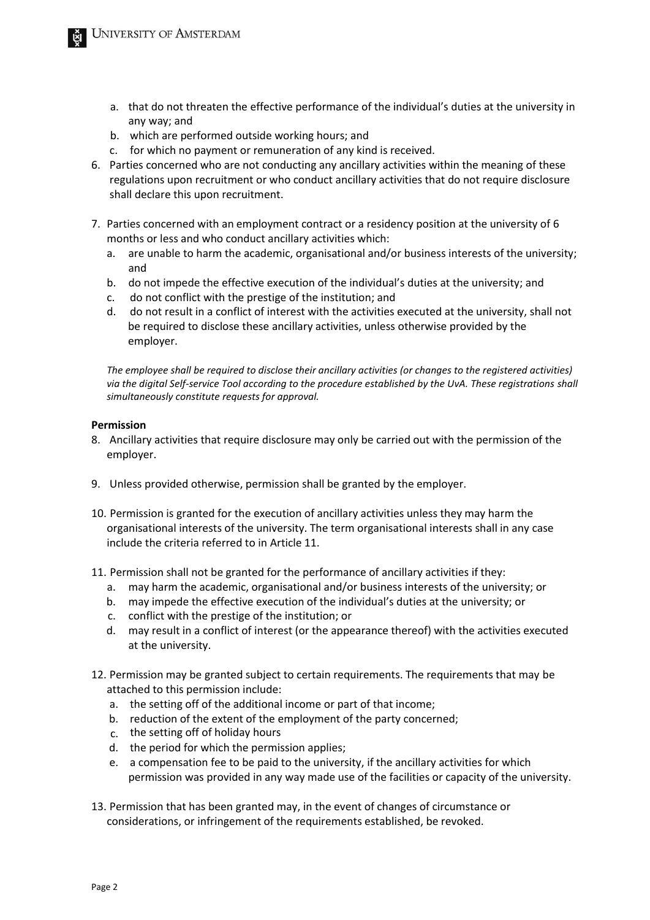a. that do not threaten the effective performance of the individual's duties at the university in any way; and
   b. which are performed outside working hours; and
   c. for which no payment or remuneration of any kind is received.

6. Parties concerned who are not conducting any ancillary activities within the meaning of these regulations upon recruitment or who conduct ancillary activities that do not require disclosure shall declare this upon recruitment.

7. Parties concerned with an employment contract or a residency position at the university of 6 months or less and who conduct ancillary activities which:
   a. are unable to harm the academic, organisational and/or business interests of the university; and
   b. do not impede the effective execution of the individual's duties at the university; and
   c. do not conflict with the prestige of the institution; and
   d. do not result in a conflict of interest with the activities executed at the university, shall not be required to disclose these ancillary activities, unless otherwise provided by the employer.

*The employee shall be required to disclose their ancillary activities (or changes to the registered activities) via the digital Self-service Tool according to the procedure established by the UvA. These registrations shall simultaneously constitute requests for approval.*

**Permission**

8. Ancillary activities that require disclosure may only be carried out with the permission of the employer.

9. Unless provided otherwise, permission shall be granted by the employer.

10. Permission is granted for the execution of ancillary activities unless they may harm the organisational interests of the university. The term organisational interests shall in any case include the criteria referred to in Article 11.

11. Permission shall not be granted for the performance of ancillary activities if they:
    a. may harm the academic, organisational and/or business interests of the university; or
    b. may impede the effective execution of the individual's duties at the university; or
    c. conflict with the prestige of the institution; or
    d. may result in a conflict of interest (or the appearance thereof) with the activities executed at the university.

12. Permission may be granted subject to certain requirements. The requirements that may be attached to this permission include:
    a. the setting off of the additional income or part of that income;
    b. reduction of the extent of the employment of the party concerned;
    c. the setting off of holiday hours
    d. the period for which the permission applies;
    e. a compensation fee to be paid to the university, if the ancillary activities for which permission was provided in any way made use of the facilities or capacity of the university.

13. Permission that has been granted may, in the event of changes of circumstance or considerations, or infringement of the requirements established, be revoked.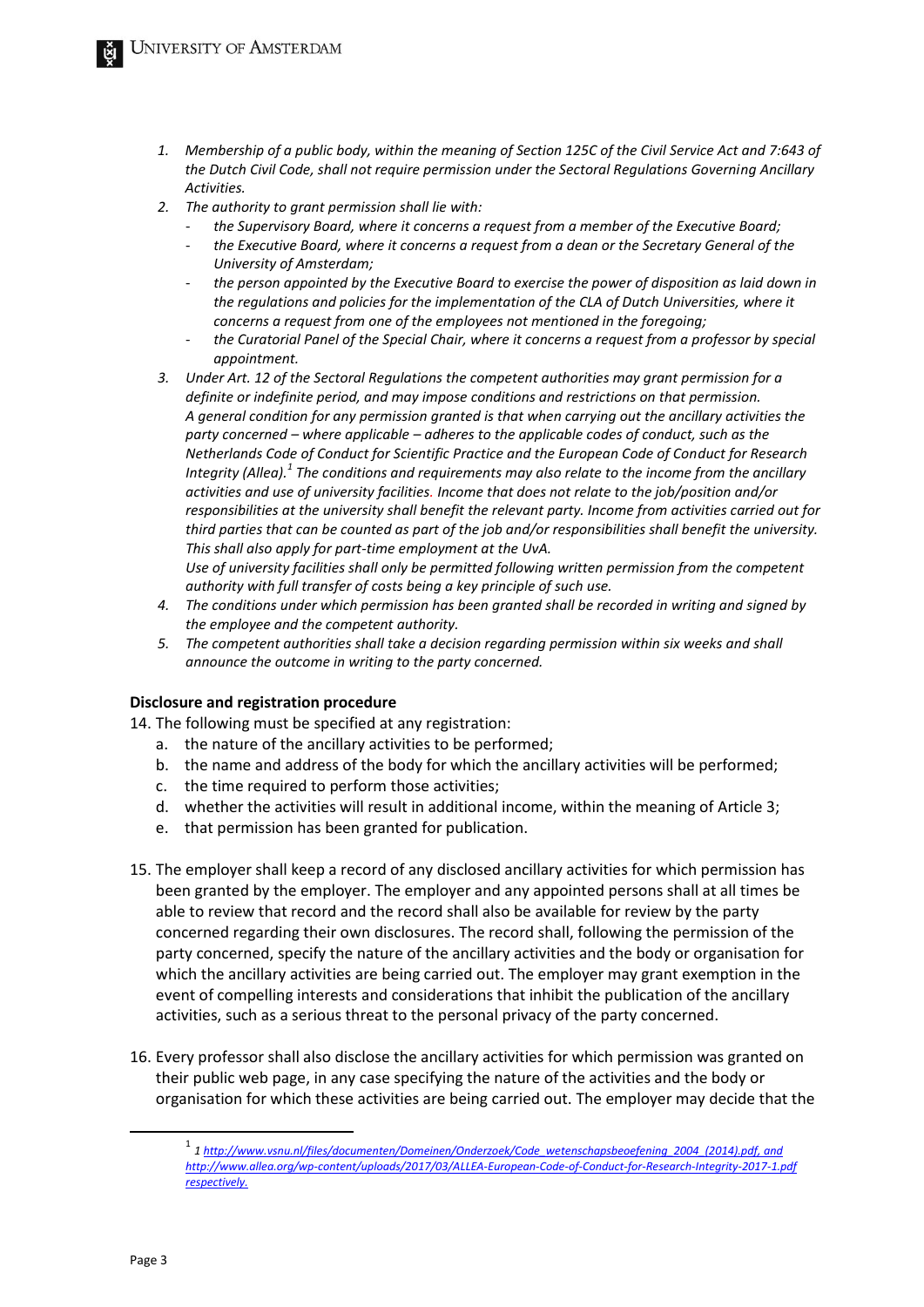1. *Membership of a public body, within the meaning of Section 125C of the Civil Service Act and 7:643 of the Dutch Civil Code, shall not require permission under the Sectoral Regulations Governing Ancillary Activities.*
2. *The authority to grant permission shall lie with:*
   - *the Supervisory Board, where it concerns a request from a member of the Executive Board;*
   - *the Executive Board, where it concerns a request from a dean or the Secretary General of the University of Amsterdam;*
   - *the person appointed by the Executive Board to exercise the power of disposition as laid down in the regulations and policies for the implementation of the CLA of Dutch Universities, where it concerns a request from one of the employees not mentioned in the foregoing;*
   - *the Curatorial Panel of the Special Chair, where it concerns a request from a professor by special appointment.*
3. *Under Art. 12 of the Sectoral Regulations the competent authorities may grant permission for a definite or indefinite period, and may impose conditions and restrictions on that permission.*
   *A general condition for any permission granted is that when carrying out the ancillary activities the party concerned – where applicable – adheres to the applicable codes of conduct, such as the Netherlands Code of Conduct for Scientific Practice and the European Code of Conduct for Research Integrity (Allea).*[1] *The conditions and requirements may also relate to the income from the ancillary activities and use of university facilities. Income that does not relate to the job/position and/or responsibilities at the university shall benefit the relevant party. Income from activities carried out for third parties that can be counted as part of the job and/or responsibilities shall benefit the university. This shall also apply for part-time employment at the UvA.*
   *Use of university facilities shall only be permitted following written permission from the competent authority with full transfer of costs being a key principle of such use.*
4. *The conditions under which permission has been granted shall be recorded in writing and signed by the employee and the competent authority.*
5. *The competent authorities shall take a decision regarding permission within six weeks and shall announce the outcome in writing to the party concerned.*

**Disclosure and registration procedure**

14. The following must be specified at any registration:
    a. the nature of the ancillary activities to be performed;
    b. the name and address of the body for which the ancillary activities will be performed;
    c. the time required to perform those activities;
    d. whether the activities will result in additional income, within the meaning of Article 3;
    e. that permission has been granted for publication.

15. The employer shall keep a record of any disclosed ancillary activities for which permission has been granted by the employer. The employer and any appointed persons shall at all times be able to review that record and the record shall also be available for review by the party concerned regarding their own disclosures. The record shall, following the permission of the party concerned, specify the nature of the ancillary activities and the body or organisation for which the ancillary activities are being carried out. The employer may grant exemption in the event of compelling interests and considerations that inhibit the publication of the ancillary activities, such as a serious threat to the personal privacy of the party concerned.

16. Every professor shall also disclose the ancillary activities for which permission was granted on their public web page, in any case specifying the nature of the activities and the body or organisation for which these activities are being carried out. The employer may decide that the

---

[1] *1 http://www.vsnu.nl/files/documenten/Domeinen/Onderzoek/Code_wetenschapsbeoefening_2004_(2014).pdf, and http://www.allea.org/wp-content/uploads/2017/03/ALLEA-European-Code-of-Conduct-for-Research-Integrity-2017-1.pdf respectively.*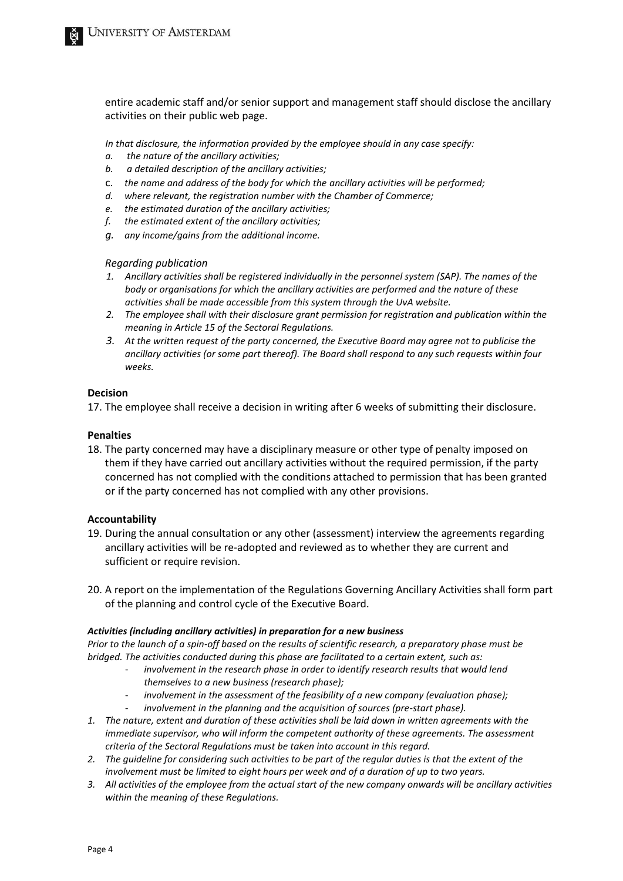entire academic staff and/or senior support and management staff should disclose the ancillary activities on their public web page.

*In that disclosure, the information provided by the employee should in any case specify:*

*a. the nature of the ancillary activities;*
*b. a detailed description of the ancillary activities;*
*c. the name and address of the body for which the ancillary activities will be performed;*
*d. where relevant, the registration number with the Chamber of Commerce;*
*e. the estimated duration of the ancillary activities;*
*f. the estimated extent of the ancillary activities;*
*g. any income/gains from the additional income.*

*Regarding publication*

1. *Ancillary activities shall be registered individually in the personnel system (SAP). The names of the body or organisations for which the ancillary activities are performed and the nature of these activities shall be made accessible from this system through the UvA website.*
2. *The employee shall with their disclosure grant permission for registration and publication within the meaning in Article 15 of the Sectoral Regulations.*
3. *At the written request of the party concerned, the Executive Board may agree not to publicise the ancillary activities (or some part thereof). The Board shall respond to any such requests within four weeks.*

**Decision**

17. The employee shall receive a decision in writing after 6 weeks of submitting their disclosure.

**Penalties**

18. The party concerned may have a disciplinary measure or other type of penalty imposed on them if they have carried out ancillary activities without the required permission, if the party concerned has not complied with the conditions attached to permission that has been granted or if the party concerned has not complied with any other provisions.

**Accountability**

19. During the annual consultation or any other (assessment) interview the agreements regarding ancillary activities will be re-adopted and reviewed as to whether they are current and sufficient or require revision.

20. A report on the implementation of the Regulations Governing Ancillary Activities shall form part of the planning and control cycle of the Executive Board.

***Activities (including ancillary activities) in preparation for a new business***

*Prior to the launch of a spin-off based on the results of scientific research, a preparatory phase must be bridged. The activities conducted during this phase are facilitated to a certain extent, such as:*

- *involvement in the research phase in order to identify research results that would lend themselves to a new business (research phase);*
- *involvement in the assessment of the feasibility of a new company (evaluation phase);*
- *involvement in the planning and the acquisition of sources (pre-start phase).*

1. *The nature, extent and duration of these activities shall be laid down in written agreements with the immediate supervisor, who will inform the competent authority of these agreements. The assessment criteria of the Sectoral Regulations must be taken into account in this regard.*
2. *The guideline for considering such activities to be part of the regular duties is that the extent of the involvement must be limited to eight hours per week and of a duration of up to two years.*
3. *All activities of the employee from the actual start of the new company onwards will be ancillary activities within the meaning of these Regulations.*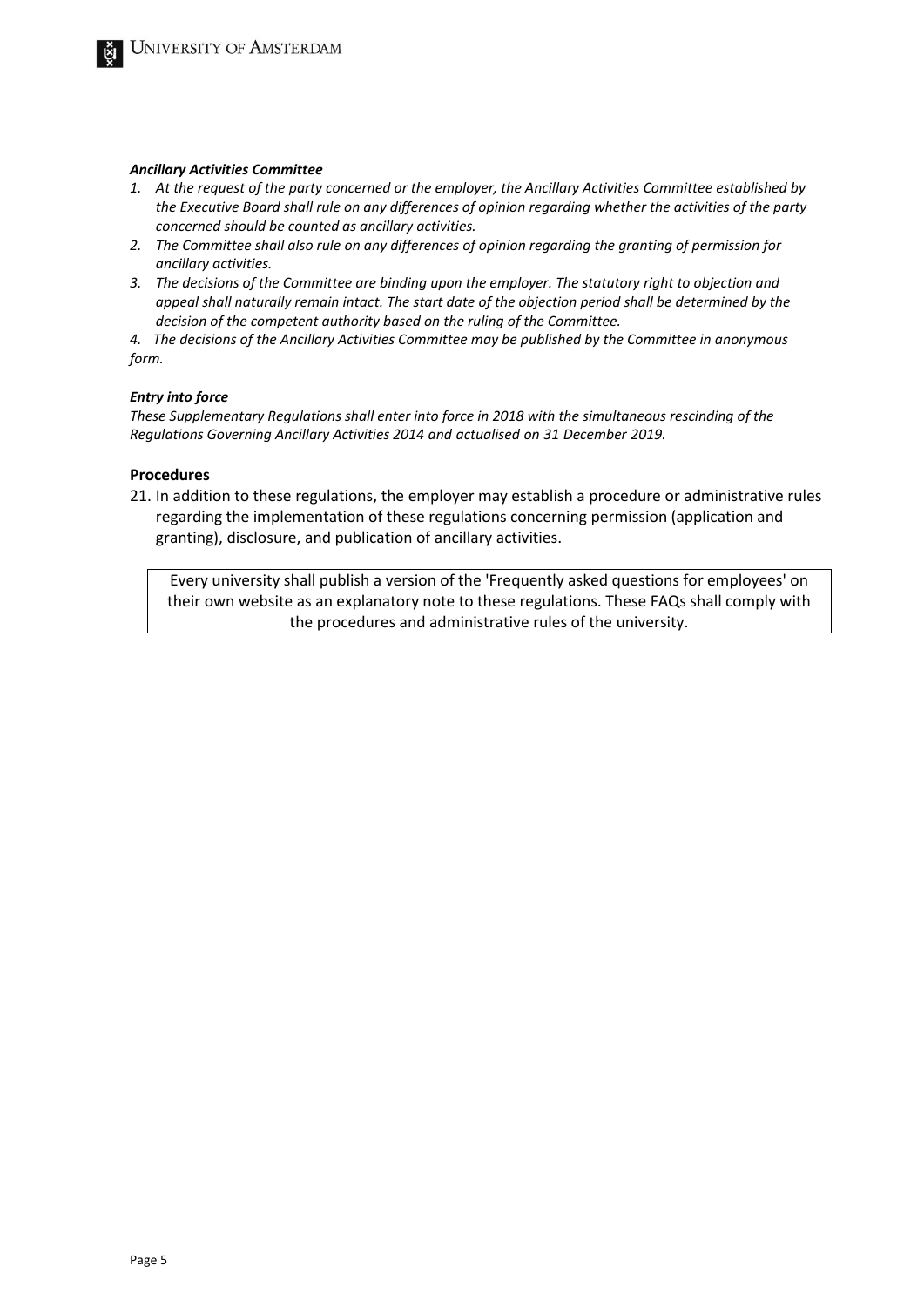***Ancillary Activities Committee***

1. *At the request of the party concerned or the employer, the Ancillary Activities Committee established by the Executive Board shall rule on any differences of opinion regarding whether the activities of the party concerned should be counted as ancillary activities.*
2. *The Committee shall also rule on any differences of opinion regarding the granting of permission for ancillary activities.*
3. *The decisions of the Committee are binding upon the employer. The statutory right to objection and appeal shall naturally remain intact. The start date of the objection period shall be determined by the decision of the competent authority based on the ruling of the Committee.*
4. *The decisions of the Ancillary Activities Committee may be published by the Committee in anonymous form.*

***Entry into force***

*These Supplementary Regulations shall enter into force in 2018 with the simultaneous rescinding of the Regulations Governing Ancillary Activities 2014 and actualised on 31 December 2019.*

**Procedures**

21. In addition to these regulations, the employer may establish a procedure or administrative rules regarding the implementation of these regulations concerning permission (application and granting), disclosure, and publication of ancillary activities.

> Every university shall publish a version of the 'Frequently asked questions for employees' on their own website as an explanatory note to these regulations. These FAQs shall comply with the procedures and administrative rules of the university.